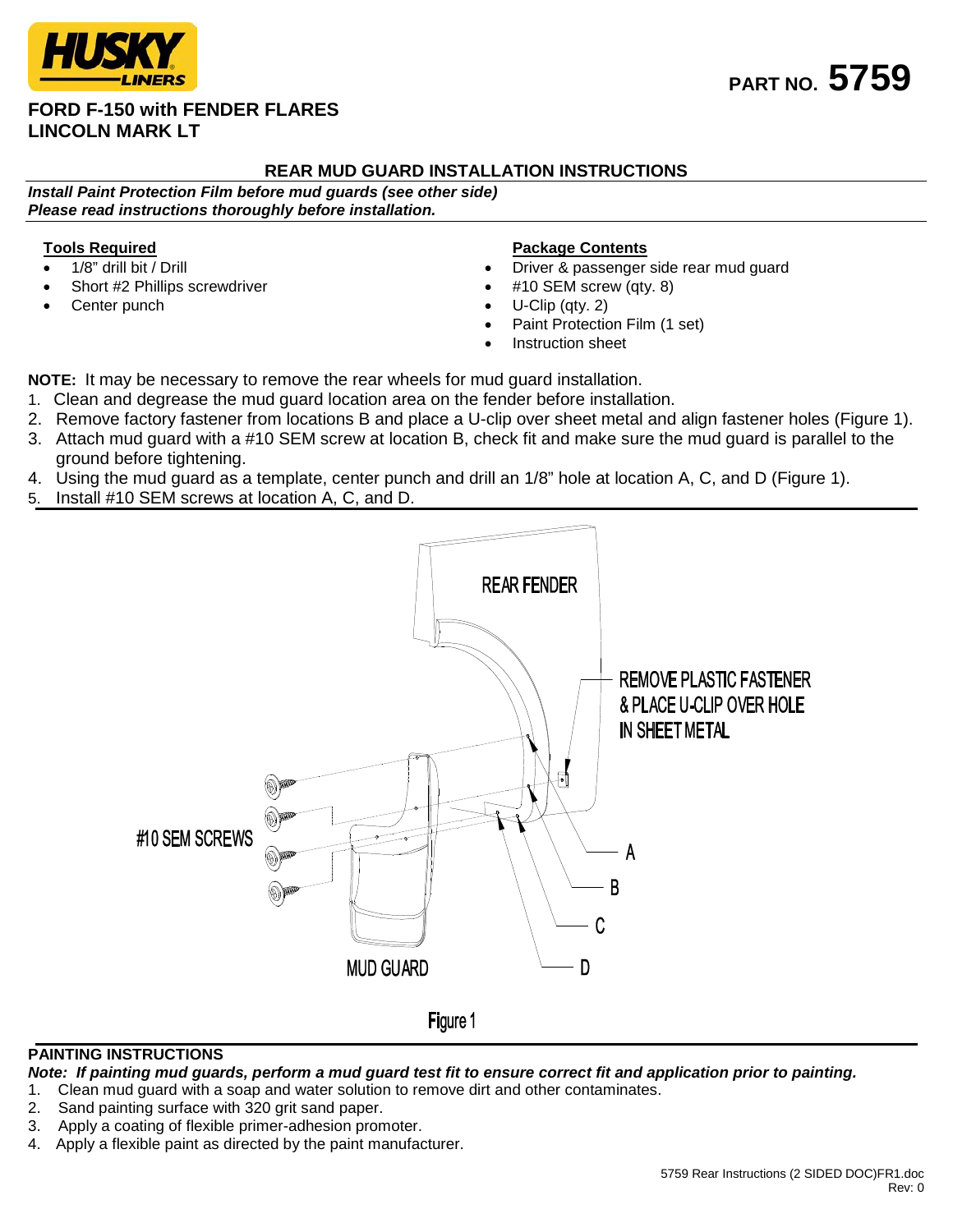HUSKY LINERS

PART NO. 5759

# FORD F-150 with FENDER FLARES
# LINCOLN MARK LT

## REAR MUD GUARD INSTALLATION INSTRUCTIONS

***Install Paint Protection Film before mud guards (see other side)***
***Please read instructions thoroughly before installation.***

**Tools Required**

- 1/8" drill bit / Drill
- Short #2 Phillips screwdriver
- Center punch

**Package Contents**

- Driver & passenger side rear mud guard
- #10 SEM screw (qty. 8)
- U-Clip (qty. 2)
- Paint Protection Film (1 set)
- Instruction sheet

**NOTE:** It may be necessary to remove the rear wheels for mud guard installation.

1. Clean and degrease the mud guard location area on the fender before installation.
2. Remove factory fastener from locations B and place a U-clip over sheet metal and align fastener holes (Figure 1).
3. Attach mud guard with a #10 SEM screw at location B, check fit and make sure the mud guard is parallel to the ground before tightening.
4. Using the mud guard as a template, center punch and drill an 1/8" hole at location A, C, and D (Figure 1).
5. Install #10 SEM screws at location A, C, and D.

REAR FENDER

REMOVE PLASTIC FASTENER & PLACE U-CLIP OVER HOLE IN SHEET METAL

#10 SEM SCREWS

A

B

C

D

MUD GUARD

Figure 1

## PAINTING INSTRUCTIONS

***Note: If painting mud guards, perform a mud guard test fit to ensure correct fit and application prior to painting.***

1. Clean mud guard with a soap and water solution to remove dirt and other contaminates.
2. Sand painting surface with 320 grit sand paper.
3. Apply a coating of flexible primer-adhesion promoter.
4. Apply a flexible paint as directed by the paint manufacturer.

5759 Rear Instructions (2 SIDED DOC)FR1.doc
Rev: 0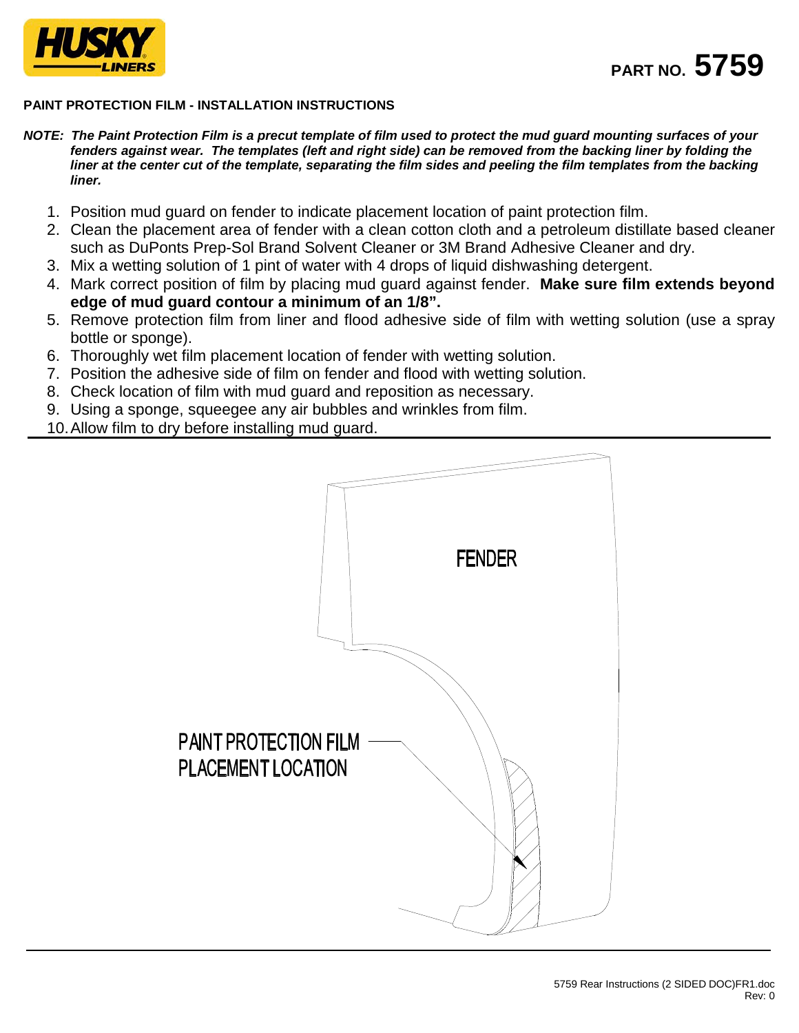HUSKY LINERS

PART NO. **5759**

**PAINT PROTECTION FILM - INSTALLATION INSTRUCTIONS**

***NOTE: The Paint Protection Film is a precut template of film used to protect the mud guard mounting surfaces of your fenders against wear. The templates (left and right side) can be removed from the backing liner by folding the liner at the center cut of the template, separating the film sides and peeling the film templates from the backing liner.***

1. Position mud guard on fender to indicate placement location of paint protection film.
2. Clean the placement area of fender with a clean cotton cloth and a petroleum distillate based cleaner such as DuPonts Prep-Sol Brand Solvent Cleaner or 3M Brand Adhesive Cleaner and dry.
3. Mix a wetting solution of 1 pint of water with 4 drops of liquid dishwashing detergent.
4. Mark correct position of film by placing mud guard against fender. **Make sure film extends beyond edge of mud guard contour a minimum of an 1/8".**
5. Remove protection film from liner and flood adhesive side of film with wetting solution (use a spray bottle or sponge).
6. Thoroughly wet film placement location of fender with wetting solution.
7. Position the adhesive side of film on fender and flood with wetting solution.
8. Check location of film with mud guard and reposition as necessary.
9. Using a sponge, squeegee any air bubbles and wrinkles from film.
10. Allow film to dry before installing mud guard.

FENDER

PAINT PROTECTION FILM
PLACEMENT LOCATION

5759 Rear Instructions (2 SIDED DOC)FR1.doc
Rev: 0